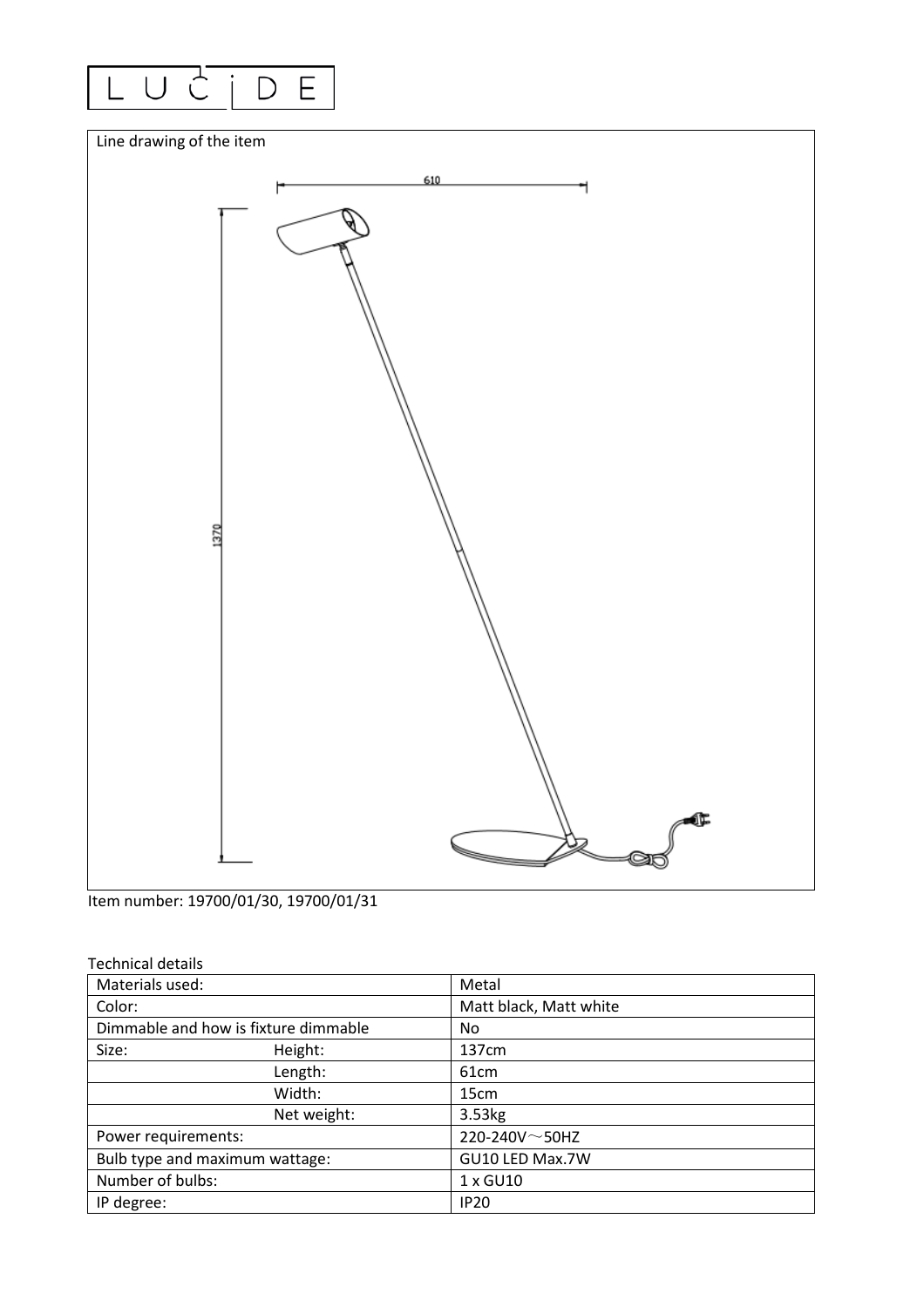LUCIDE

Line drawing of the item

610

1370

Item number: 19700/01/30, 19700/01/31

Technical details

| Materials used: | | Metal |
| --- | --- | --- |
| Color: | | Matt black, Matt white |
| Dimmable and how is fixture dimmable | | No |
| Size: | Height: | 137cm |
| | Length: | 61cm |
| | Width: | 15cm |
| | Net weight: | 3.53kg |
| Power requirements: | | 220-240V～50HZ |
| Bulb type and maximum wattage: | | GU10 LED Max.7W |
| Number of bulbs: | | 1 x GU10 |
| IP degree: | | IP20 |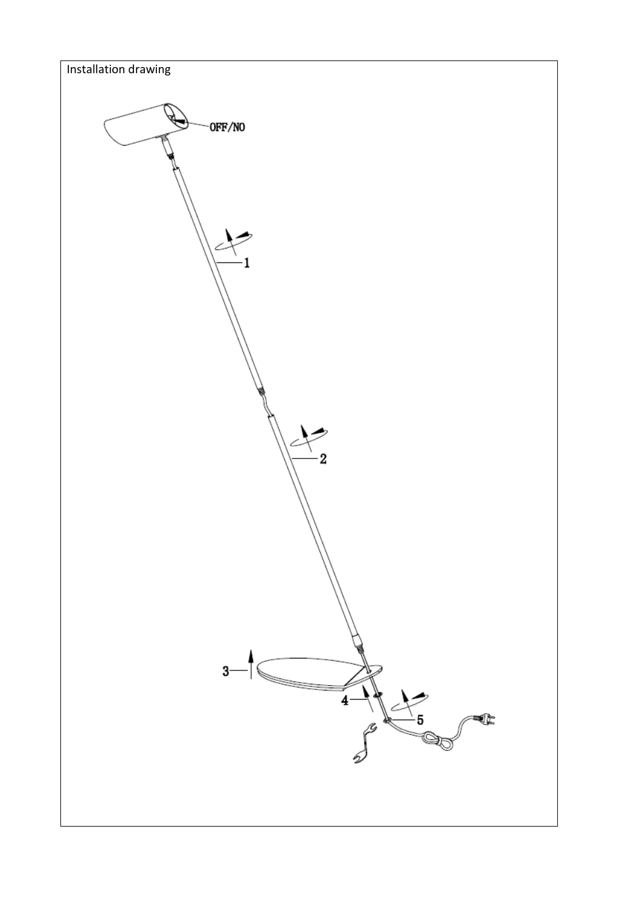Installation drawing

OFF/NO

1

2

3

4

5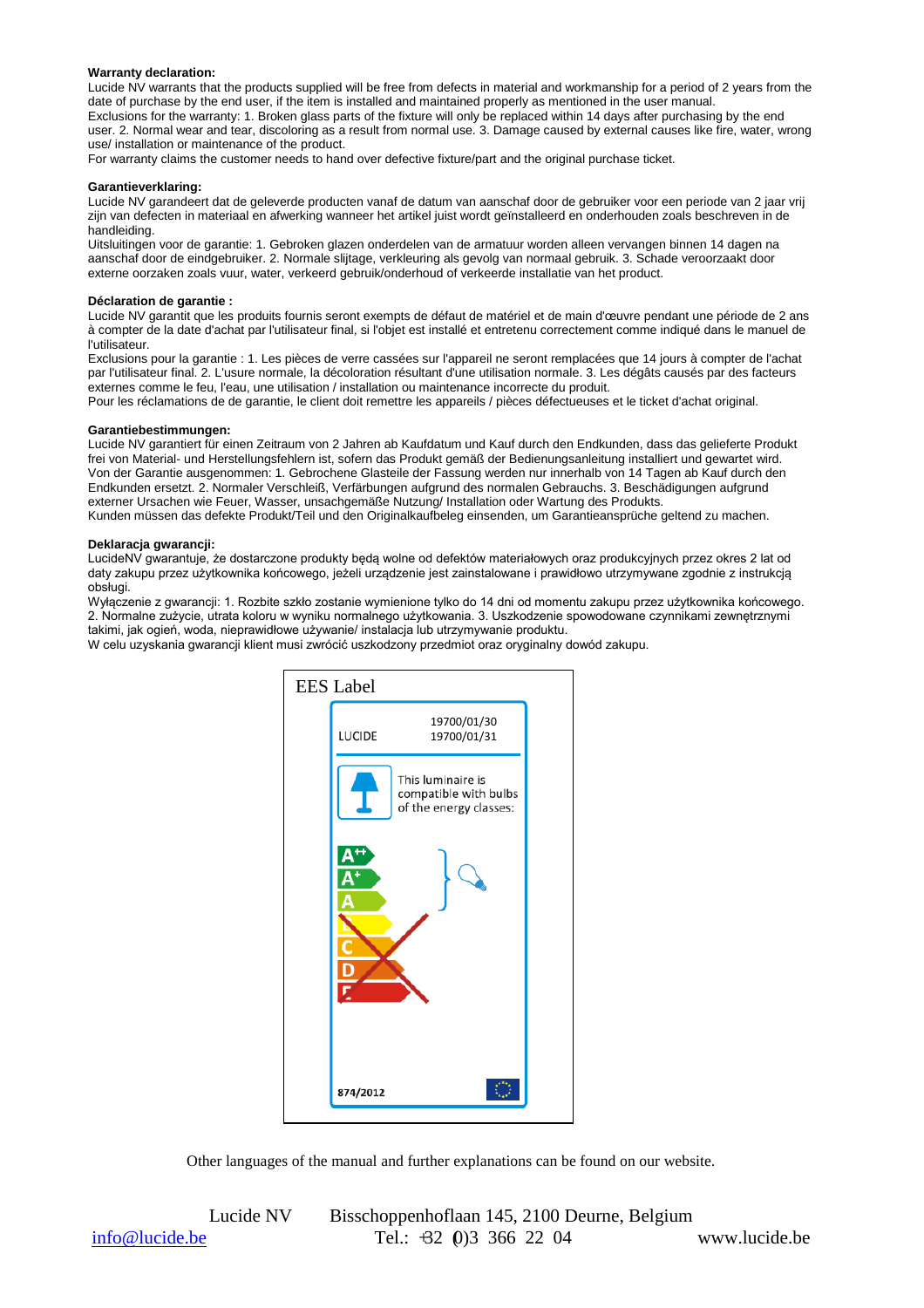**Warranty declaration:**

Lucide NV warrants that the products supplied will be free from defects in material and workmanship for a period of 2 years from the date of purchase by the end user, if the item is installed and maintained properly as mentioned in the user manual.
Exclusions for the warranty: 1. Broken glass parts of the fixture will only be replaced within 14 days after purchasing by the end user. 2. Normal wear and tear, discoloring as a result from normal use. 3. Damage caused by external causes like fire, water, wrong use/ installation or maintenance of the product.
For warranty claims the customer needs to hand over defective fixture/part and the original purchase ticket.

**Garantieverklaring:**

Lucide NV garandeert dat de geleverde producten vanaf de datum van aanschaf door de gebruiker voor een periode van 2 jaar vrij zijn van defecten in materiaal en afwerking wanneer het artikel juist wordt geïnstalleerd en onderhouden zoals beschreven in de handleiding.
Uitsluitingen voor de garantie: 1. Gebroken glazen onderdelen van de armatuur worden alleen vervangen binnen 14 dagen na aanschaf door de eindgebruiker. 2. Normale slijtage, verkleuring als gevolg van normaal gebruik. 3. Schade veroorzaakt door externe oorzaken zoals vuur, water, verkeerd gebruik/onderhoud of verkeerde installatie van het product.

**Déclaration de garantie :**

Lucide NV garantit que les produits fournis seront exempts de défaut de matériel et de main d'œuvre pendant une période de 2 ans à compter de la date d'achat par l'utilisateur final, si l'objet est installé et entretenu correctement comme indiqué dans le manuel de l'utilisateur.
Exclusions pour la garantie : 1. Les pièces de verre cassées sur l'appareil ne seront remplacées que 14 jours à compter de l'achat par l'utilisateur final. 2. L'usure normale, la décoloration résultant d'une utilisation normale. 3. Les dégâts causés par des facteurs externes comme le feu, l'eau, une utilisation / installation ou maintenance incorrecte du produit.
Pour les réclamations de de garantie, le client doit remettre les appareils / pièces défectueuses et le ticket d'achat original.

**Garantiebestimmungen:**

Lucide NV garantiert für einen Zeitraum von 2 Jahren ab Kaufdatum und Kauf durch den Endkunden, dass das gelieferte Produkt frei von Material- und Herstellungsfehlern ist, sofern das Produkt gemäß der Bedienungsanleitung installiert und gewartet wird.
Von der Garantie ausgenommen: 1. Gebrochene Glasteile der Fassung werden nur innerhalb von 14 Tagen ab Kauf durch den Endkunden ersetzt. 2. Normaler Verschleiß, Verfärbungen aufgrund des normalen Gebrauchs. 3. Beschädigungen aufgrund externer Ursachen wie Feuer, Wasser, unsachgemäße Nutzung/ Installation oder Wartung des Produkts.
Kunden müssen das defekte Produkt/Teil und den Originalkaufbeleg einsenden, um Garantieansprüche geltend zu machen.

**Deklaracja gwarancji:**

LucideNV gwarantuje, że dostarczone produkty będą wolne od defektów materiałowych oraz produkcyjnych przez okres 2 lat od daty zakupu przez użytkownika końcowego, jeżeli urządzenie jest zainstalowane i prawidłowo utrzymywane zgodnie z instrukcją obsługi.
Wyłączenie z gwarancji: 1. Rozbite szkło zostanie wymienione tylko do 14 dni od momentu zakupu przez użytkownika końcowego. 2. Normalne zużycie, utrata koloru w wyniku normalnego użytkowania. 3. Uszkodzenie spowodowane czynnikami zewnętrznymi takimi, jak ogień, woda, nieprawidłowe używanie/ instalacja lub utrzymywanie produktu.
W celu uzyskania gwarancji klient musi zwrócić uszkodzony przedmiot oraz oryginalny dowód zakupu.

EES Label

LUCIDE

19700/01/30
19700/01/31

This luminaire is compatible with bulbs of the energy classes:

A++
A+
A
B
C
D
E

874/2012

Other languages of the manual and further explanations can be found on our website.

Lucide NV Bisschoppenhoflaan 145, 2100 Deurne, Belgium

info@lucide.be Tel.: +32 (0)3 366 22 04 www.lucide.be